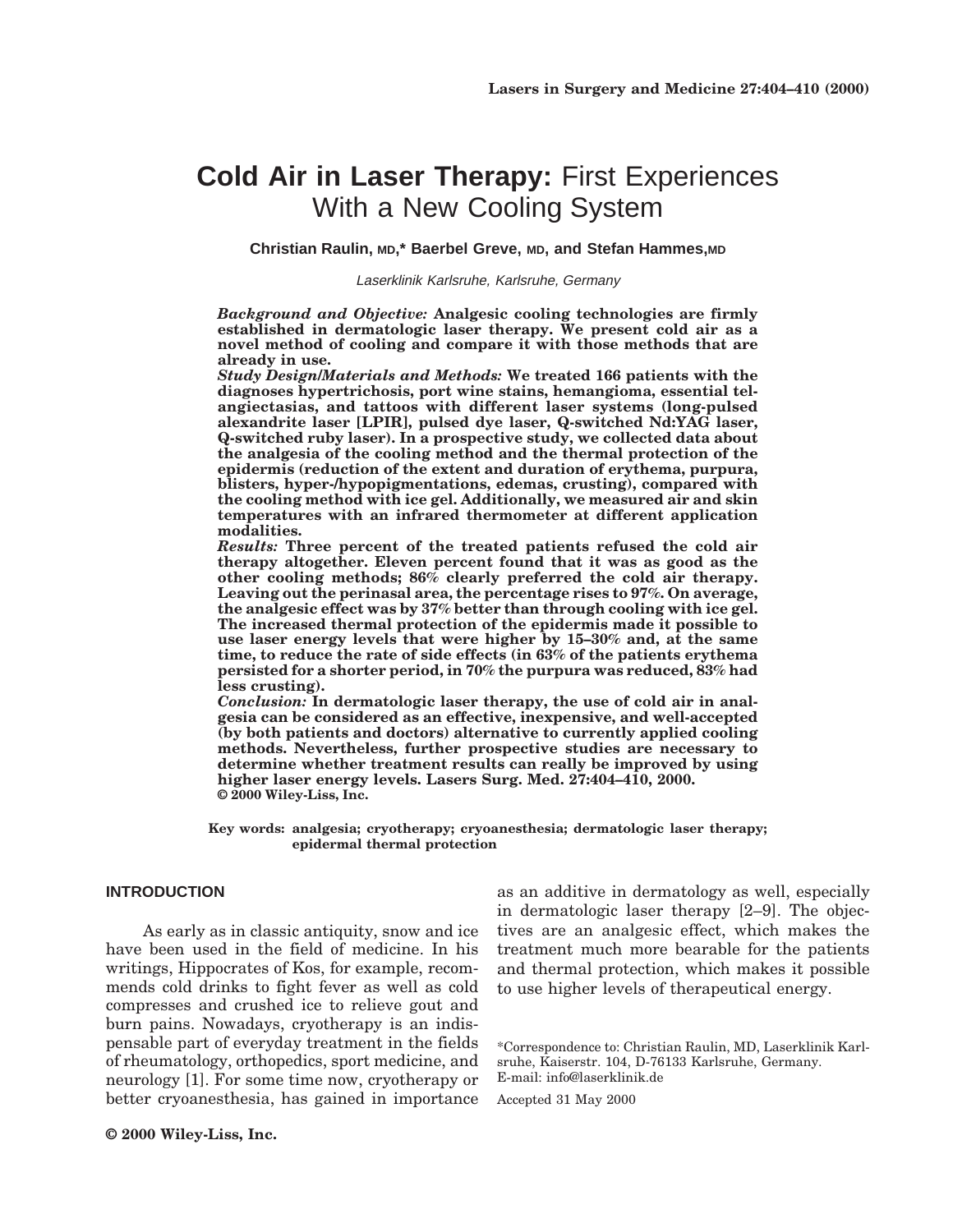# Cold Air in Laser Therapy: First Experiences With a New Cooling System

**Christian Raulin, MD,* Baerbel Greve, MD, and Stefan Hammes, MD**

*Laserklinik Karlsruhe, Karlsruhe, Germany*

***Background and Objective:*** **Analgesic cooling technologies are firmly established in dermatologic laser therapy. We present cold air as a novel method of cooling and compare it with those methods that are already in use.**

***Study Design/Materials and Methods:*** **We treated 166 patients with the diagnoses hypertrichosis, port wine stains, hemangioma, essential telangiectasias, and tattoos with different laser systems (long-pulsed alexandrite laser [LPIR], pulsed dye laser, Q-switched Nd:YAG laser, Q-switched ruby laser). In a prospective study, we collected data about the analgesia of the cooling method and the thermal protection of the epidermis (reduction of the extent and duration of erythema, purpura, blisters, hyper-/hypopigmentations, edemas, crusting), compared with the cooling method with ice gel. Additionally, we measured air and skin temperatures with an infrared thermometer at different application modalities.**

***Results:*** **Three percent of the treated patients refused the cold air therapy altogether. Eleven percent found that it was as good as the other cooling methods; 86% clearly preferred the cold air therapy. Leaving out the perinasal area, the percentage rises to 97%. On average, the analgesic effect was by 37% better than through cooling with ice gel. The increased thermal protection of the epidermis made it possible to use laser energy levels that were higher by 15–30% and, at the same time, to reduce the rate of side effects (in 63% of the patients erythema persisted for a shorter period, in 70% the purpura was reduced, 83% had less crusting).**

***Conclusion:*** **In dermatologic laser therapy, the use of cold air in analgesia can be considered as an effective, inexpensive, and well-accepted (by both patients and doctors) alternative to currently applied cooling methods. Nevertheless, further prospective studies are necessary to determine whether treatment results can really be improved by using higher laser energy levels. Lasers Surg. Med. 27:404–410, 2000. © 2000 Wiley-Liss, Inc.**

**Key words: analgesia; cryotherapy; cryoanesthesia; dermatologic laser therapy; epidermal thermal protection**

## INTRODUCTION

As early as in classic antiquity, snow and ice have been used in the field of medicine. In his writings, Hippocrates of Kos, for example, recommends cold drinks to fight fever as well as cold compresses and crushed ice to relieve gout and burn pains. Nowadays, cryotherapy is an indispensable part of everyday treatment in the fields of rheumatology, orthopedics, sport medicine, and neurology [1]. For some time now, cryotherapy or better cryoanesthesia, has gained in importance as an additive in dermatology as well, especially in dermatologic laser therapy [2–9]. The objectives are an analgesic effect, which makes the treatment much more bearable for the patients and thermal protection, which makes it possible to use higher levels of therapeutical energy.

*Correspondence to: Christian Raulin, MD, Laserklinik Karlsruhe, Kaiserstr. 104, D-76133 Karlsruhe, Germany. E-mail: info@laserklinik.de

Accepted 31 May 2000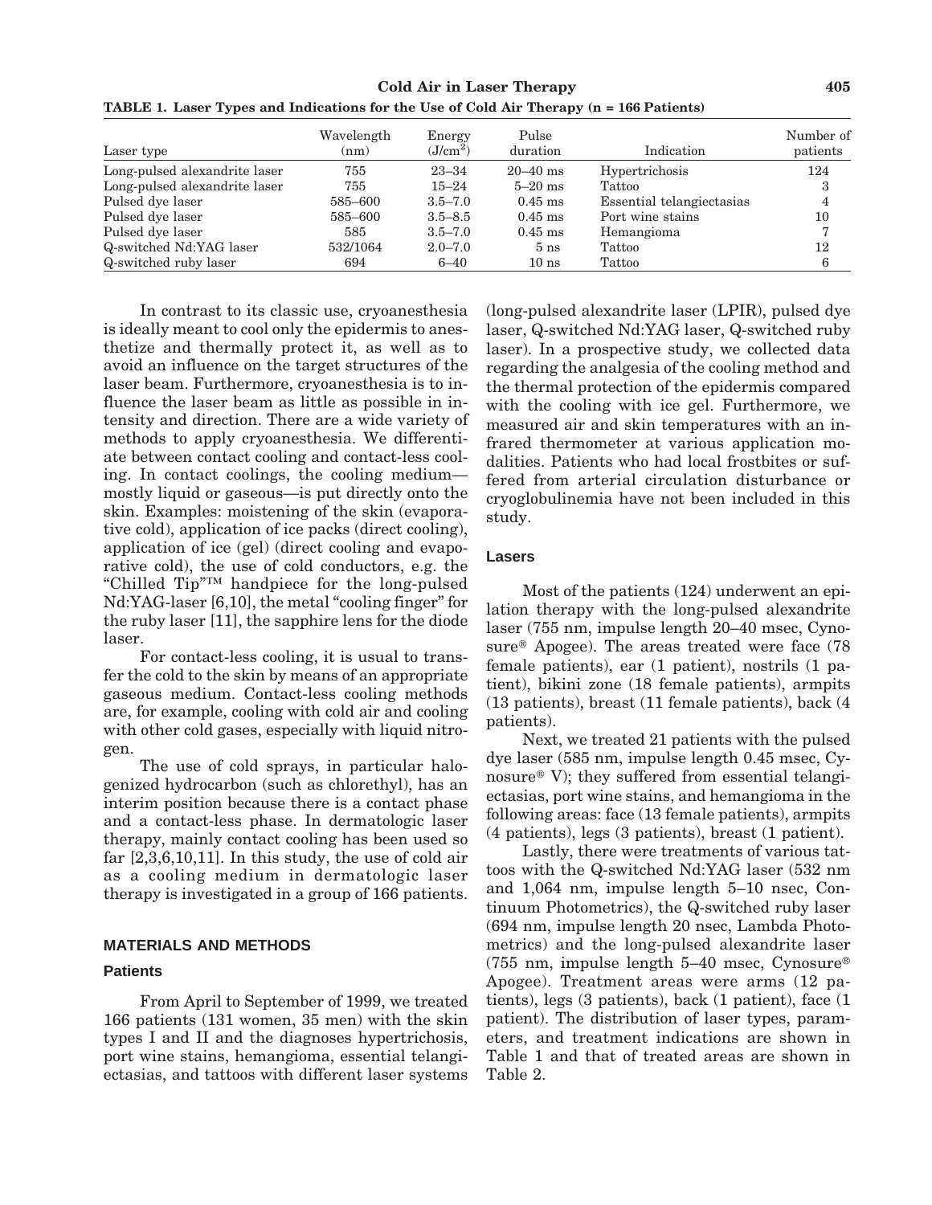**TABLE 1. Laser Types and Indications for the Use of Cold Air Therapy (n = 166 Patients)**

| Laser type | Wavelength (nm) | Energy (J/cm$^2$) | Pulse duration | Indication | Number of patients |
|---|---|---|---|---|---|
| Long-pulsed alexandrite laser | 755 | 23–34 | 20–40 ms | Hypertrichosis | 124 |
| Long-pulsed alexandrite laser | 755 | 15–24 | 5–20 ms | Tattoo | 3 |
| Pulsed dye laser | 585–600 | 3.5–7.0 | 0.45 ms | Essential telangiectasias | 4 |
| Pulsed dye laser | 585–600 | 3.5–8.5 | 0.45 ms | Port wine stains | 10 |
| Pulsed dye laser | 585 | 3.5–7.0 | 0.45 ms | Hemangioma | 7 |
| Q-switched Nd:YAG laser | 532/1064 | 2.0–7.0 | 5 ns | Tattoo | 12 |
| Q-switched ruby laser | 694 | 6–40 | 10 ns | Tattoo | 6 |

In contrast to its classic use, cryoanesthesia is ideally meant to cool only the epidermis to anesthetize and thermally protect it, as well as to avoid an influence on the target structures of the laser beam. Furthermore, cryoanesthesia is to influence the laser beam as little as possible in intensity and direction. There are a wide variety of methods to apply cryoanesthesia. We differentiate between contact cooling and contact-less cooling. In contact coolings, the cooling medium—mostly liquid or gaseous—is put directly onto the skin. Examples: moistening of the skin (evaporative cold), application of ice packs (direct cooling), application of ice (gel) (direct cooling and evaporative cold), the use of cold conductors, e.g. the "Chilled Tip"™ handpiece for the long-pulsed Nd:YAG-laser [6,10], the metal "cooling finger" for the ruby laser [11], the sapphire lens for the diode laser.

For contact-less cooling, it is usual to transfer the cold to the skin by means of an appropriate gaseous medium. Contact-less cooling methods are, for example, cooling with cold air and cooling with other cold gases, especially with liquid nitrogen.

The use of cold sprays, in particular halogenized hydrocarbon (such as chlorethyl), has an interim position because there is a contact phase and a contact-less phase. In dermatologic laser therapy, mainly contact cooling has been used so far [2,3,6,10,11]. In this study, the use of cold air as a cooling medium in dermatologic laser therapy is investigated in a group of 166 patients.

## MATERIALS AND METHODS

### Patients

From April to September of 1999, we treated 166 patients (131 women, 35 men) with the skin types I and II and the diagnoses hypertrichosis, port wine stains, hemangioma, essential telangiectasias, and tattoos with different laser systems (long-pulsed alexandrite laser (LPIR), pulsed dye laser, Q-switched Nd:YAG laser, Q-switched ruby laser). In a prospective study, we collected data regarding the analgesia of the cooling method and the thermal protection of the epidermis compared with the cooling with ice gel. Furthermore, we measured air and skin temperatures with an infrared thermometer at various application modalities. Patients who had local frostbites or suffered from arterial circulation disturbance or cryoglobulinemia have not been included in this study.

### Lasers

Most of the patients (124) underwent an epilation therapy with the long-pulsed alexandrite laser (755 nm, impulse length 20–40 msec, Cynosure® Apogee). The areas treated were face (78 female patients), ear (1 patient), nostrils (1 patient), bikini zone (18 female patients), armpits (13 patients), breast (11 female patients), back (4 patients).

Next, we treated 21 patients with the pulsed dye laser (585 nm, impulse length 0.45 msec, Cynosure® V); they suffered from essential telangiectasias, port wine stains, and hemangioma in the following areas: face (13 female patients), armpits (4 patients), legs (3 patients), breast (1 patient).

Lastly, there were treatments of various tattoos with the Q-switched Nd:YAG laser (532 nm and 1,064 nm, impulse length 5–10 nsec, Continuum Photometrics), the Q-switched ruby laser (694 nm, impulse length 20 nsec, Lambda Photometrics) and the long-pulsed alexandrite laser (755 nm, impulse length 5–40 msec, Cynosure® Apogee). Treatment areas were arms (12 patients), legs (3 patients), back (1 patient), face (1 patient). The distribution of laser types, parameters, and treatment indications are shown in Table 1 and that of treated areas are shown in Table 2.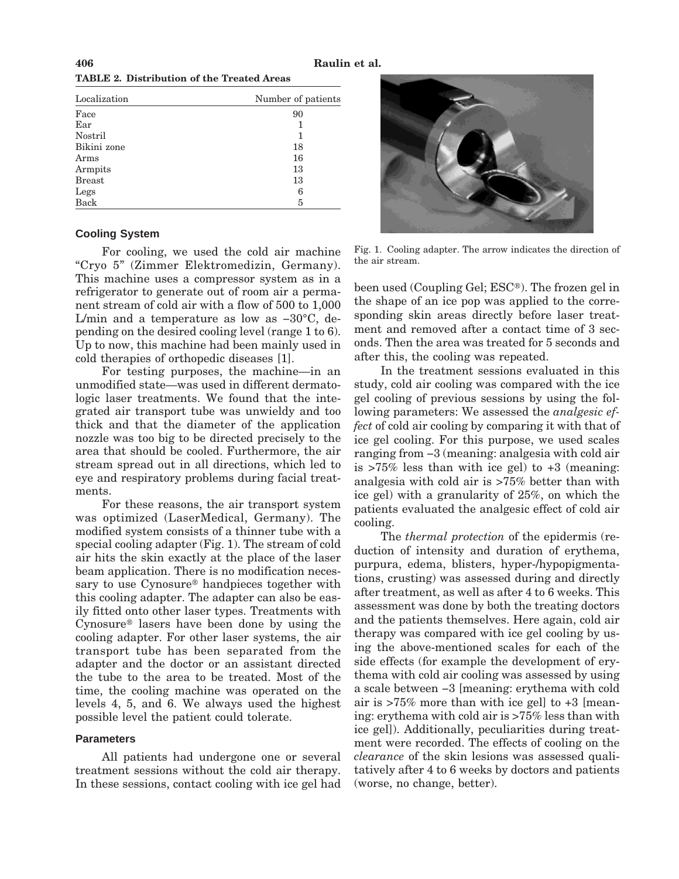**TABLE 2. Distribution of the Treated Areas**

| Localization | Number of patients |
|---|---|
| Face | 90 |
| Ear | 1 |
| Nostril | 1 |
| Bikini zone | 18 |
| Arms | 16 |
| Armpits | 13 |
| Breast | 13 |
| Legs | 6 |
| Back | 5 |

## Cooling System

For cooling, we used the cold air machine "Cryo 5" (Zimmer Elektromedizin, Germany). This machine uses a compressor system as in a refrigerator to generate out of room air a permanent stream of cold air with a flow of 500 to 1,000 L/min and a temperature as low as −30°C, depending on the desired cooling level (range 1 to 6). Up to now, this machine had been mainly used in cold therapies of orthopedic diseases [1].

For testing purposes, the machine—in an unmodified state—was used in different dermatologic laser treatments. We found that the integrated air transport tube was unwieldy and too thick and that the diameter of the application nozzle was too big to be directed precisely to the area that should be cooled. Furthermore, the air stream spread out in all directions, which led to eye and respiratory problems during facial treatments.

For these reasons, the air transport system was optimized (LaserMedical, Germany). The modified system consists of a thinner tube with a special cooling adapter (Fig. 1). The stream of cold air hits the skin exactly at the place of the laser beam application. There is no modification necessary to use Cynosure® handpieces together with this cooling adapter. The adapter can also be easily fitted onto other laser types. Treatments with Cynosure® lasers have been done by using the cooling adapter. For other laser systems, the air transport tube has been separated from the adapter and the doctor or an assistant directed the tube to the area to be treated. Most of the time, the cooling machine was operated on the levels 4, 5, and 6. We always used the highest possible level the patient could tolerate.

## Parameters

All patients had undergone one or several treatment sessions without the cold air therapy. In these sessions, contact cooling with ice gel had been used (Coupling Gel; ESC®). The frozen gel in the shape of an ice pop was applied to the corresponding skin areas directly before laser treatment and removed after a contact time of 3 seconds. Then the area was treated for 5 seconds and after this, the cooling was repeated.

Fig. 1. Cooling adapter. The arrow indicates the direction of the air stream.

In the treatment sessions evaluated in this study, cold air cooling was compared with the ice gel cooling of previous sessions by using the following parameters: We assessed the *analgesic effect* of cold air cooling by comparing it with that of ice gel cooling. For this purpose, we used scales ranging from −3 (meaning: analgesia with cold air is >75% less than with ice gel) to +3 (meaning: analgesia with cold air is >75% better than with ice gel) with a granularity of 25%, on which the patients evaluated the analgesic effect of cold air cooling.

The *thermal protection* of the epidermis (reduction of intensity and duration of erythema, purpura, edema, blisters, hyper-/hypopigmentations, crusting) was assessed during and directly after treatment, as well as after 4 to 6 weeks. This assessment was done by both the treating doctors and the patients themselves. Here again, cold air therapy was compared with ice gel cooling by using the above-mentioned scales for each of the side effects (for example the development of erythema with cold air cooling was assessed by using a scale between −3 [meaning: erythema with cold air is >75% more than with ice gel] to +3 [meaning: erythema with cold air is >75% less than with ice gel]). Additionally, peculiarities during treatment were recorded. The effects of cooling on the *clearance* of the skin lesions was assessed qualitatively after 4 to 6 weeks by doctors and patients (worse, no change, better).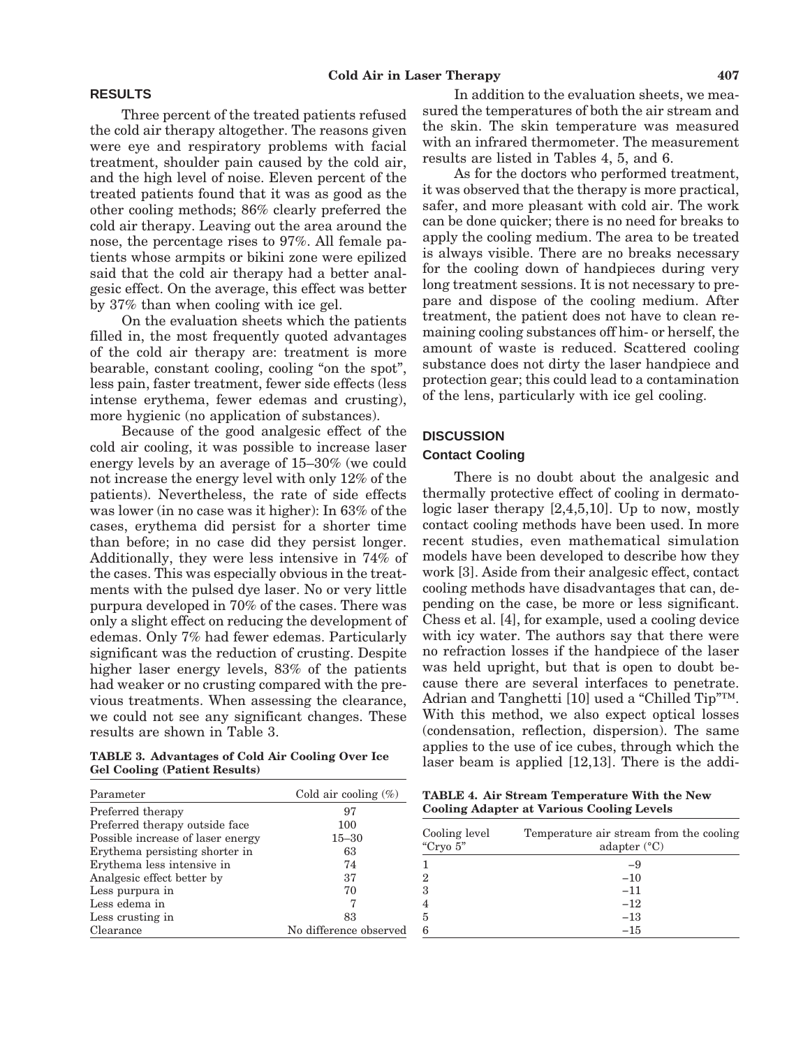## RESULTS

Three percent of the treated patients refused the cold air therapy altogether. The reasons given were eye and respiratory problems with facial treatment, shoulder pain caused by the cold air, and the high level of noise. Eleven percent of the treated patients found that it was as good as the other cooling methods; 86% clearly preferred the cold air therapy. Leaving out the area around the nose, the percentage rises to 97%. All female patients whose armpits or bikini zone were epilized said that the cold air therapy had a better analgesic effect. On the average, this effect was better by 37% than when cooling with ice gel.

On the evaluation sheets which the patients filled in, the most frequently quoted advantages of the cold air therapy are: treatment is more bearable, constant cooling, cooling "on the spot", less pain, faster treatment, fewer side effects (less intense erythema, fewer edemas and crusting), more hygienic (no application of substances).

Because of the good analgesic effect of the cold air cooling, it was possible to increase laser energy levels by an average of 15–30% (we could not increase the energy level with only 12% of the patients). Nevertheless, the rate of side effects was lower (in no case was it higher): In 63% of the cases, erythema did persist for a shorter time than before; in no case did they persist longer. Additionally, they were less intensive in 74% of the cases. This was especially obvious in the treatments with the pulsed dye laser. No or very little purpura developed in 70% of the cases. There was only a slight effect on reducing the development of edemas. Only 7% had fewer edemas. Particularly significant was the reduction of crusting. Despite higher laser energy levels, 83% of the patients had weaker or no crusting compared with the previous treatments. When assessing the clearance, we could not see any significant changes. These results are shown in Table 3.

**TABLE 3. Advantages of Cold Air Cooling Over Ice Gel Cooling (Patient Results)**

| Parameter | Cold air cooling (%) |
|---|---|
| Preferred therapy | 97 |
| Preferred therapy outside face | 100 |
| Possible increase of laser energy | 15–30 |
| Erythema persisting shorter in | 63 |
| Erythema less intensive in | 74 |
| Analgesic effect better by | 37 |
| Less purpura in | 70 |
| Less edema in | 7 |
| Less crusting in | 83 |
| Clearance | No difference observed |

In addition to the evaluation sheets, we measured the temperatures of both the air stream and the skin. The skin temperature was measured with an infrared thermometer. The measurement results are listed in Tables 4, 5, and 6.

As for the doctors who performed treatment, it was observed that the therapy is more practical, safer, and more pleasant with cold air. The work can be done quicker; there is no need for breaks to apply the cooling medium. The area to be treated is always visible. There are no breaks necessary for the cooling down of handpieces during very long treatment sessions. It is not necessary to prepare and dispose of the cooling medium. After treatment, the patient does not have to clean remaining cooling substances off him- or herself, the amount of waste is reduced. Scattered cooling substance does not dirty the laser handpiece and protection gear; this could lead to a contamination of the lens, particularly with ice gel cooling.

## DISCUSSION

### Contact Cooling

There is no doubt about the analgesic and thermally protective effect of cooling in dermatologic laser therapy [2,4,5,10]. Up to now, mostly contact cooling methods have been used. In more recent studies, even mathematical simulation models have been developed to describe how they work [3]. Aside from their analgesic effect, contact cooling methods have disadvantages that can, depending on the case, be more or less significant. Chess et al. [4], for example, used a cooling device with icy water. The authors say that there were no refraction losses if the handpiece of the laser was held upright, but that is open to doubt because there are several interfaces to penetrate. Adrian and Tanghetti [10] used a "Chilled Tip"™. With this method, we also expect optical losses (condensation, reflection, dispersion). The same applies to the use of ice cubes, through which the laser beam is applied [12,13]. There is the addi-

**TABLE 4. Air Stream Temperature With the New Cooling Adapter at Various Cooling Levels**

| Cooling level "Cryo 5" | Temperature air stream from the cooling adapter (°C) |
|---|---|
| 1 | −9 |
| 2 | −10 |
| 3 | −11 |
| 4 | −12 |
| 5 | −13 |
| 6 | −15 |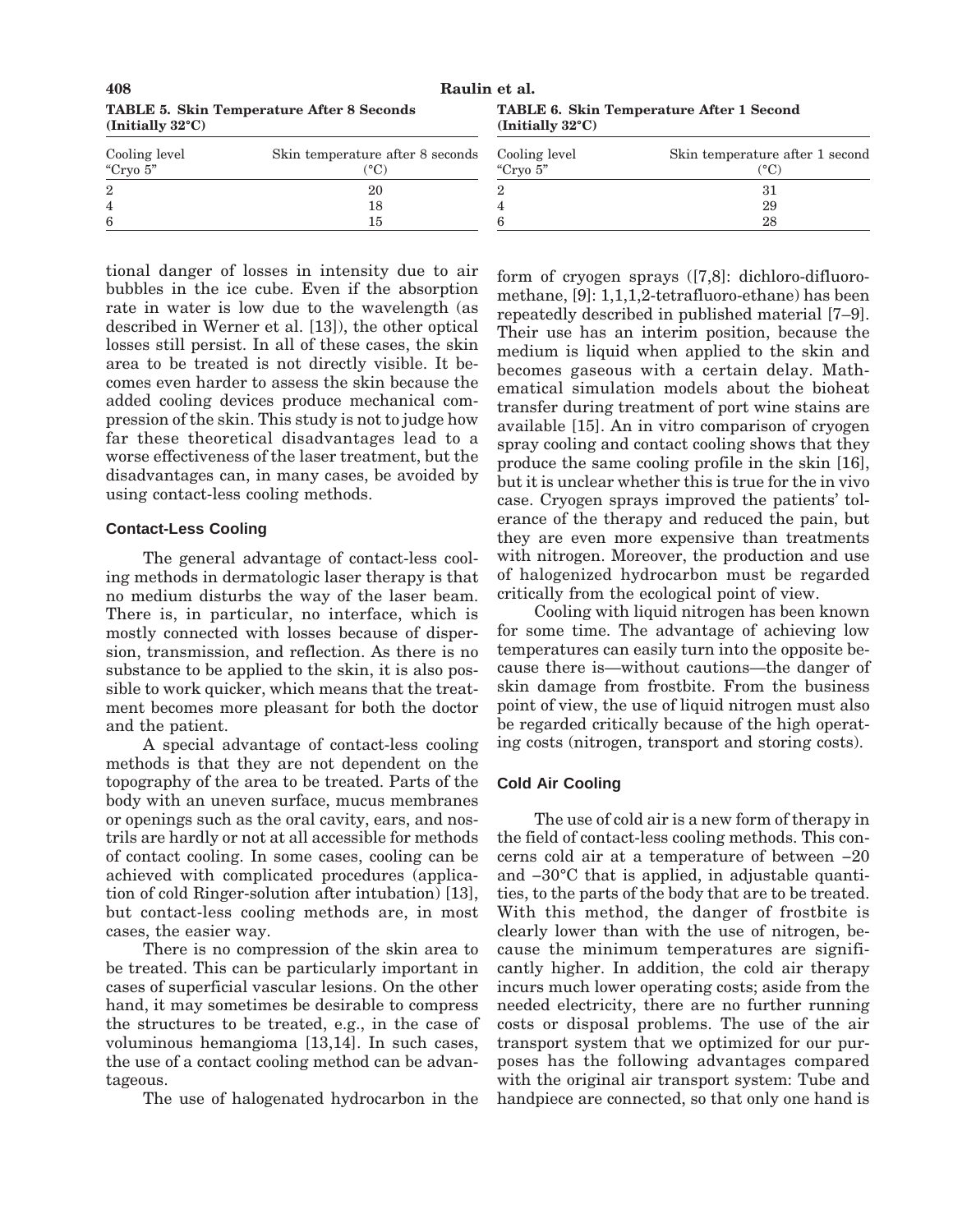**TABLE 5. Skin Temperature After 8 Seconds (Initially 32°C)**

| Cooling level "Cryo 5" | Skin temperature after 8 seconds (°C) |
|---|---|
| 2 | 20 |
| 4 | 18 |
| 6 | 15 |

**TABLE 6. Skin Temperature After 1 Second (Initially 32°C)**

| Cooling level "Cryo 5" | Skin temperature after 1 second (°C) |
|---|---|
| 2 | 31 |
| 4 | 29 |
| 6 | 28 |

tional danger of losses in intensity due to air bubbles in the ice cube. Even if the absorption rate in water is low due to the wavelength (as described in Werner et al. [13]), the other optical losses still persist. In all of these cases, the skin area to be treated is not directly visible. It becomes even harder to assess the skin because the added cooling devices produce mechanical compression of the skin. This study is not to judge how far these theoretical disadvantages lead to a worse effectiveness of the laser treatment, but the disadvantages can, in many cases, be avoided by using contact-less cooling methods.

## Contact-Less Cooling

The general advantage of contact-less cooling methods in dermatologic laser therapy is that no medium disturbs the way of the laser beam. There is, in particular, no interface, which is mostly connected with losses because of dispersion, transmission, and reflection. As there is no substance to be applied to the skin, it is also possible to work quicker, which means that the treatment becomes more pleasant for both the doctor and the patient.

A special advantage of contact-less cooling methods is that they are not dependent on the topography of the area to be treated. Parts of the body with an uneven surface, mucus membranes or openings such as the oral cavity, ears, and nostrils are hardly or not at all accessible for methods of contact cooling. In some cases, cooling can be achieved with complicated procedures (application of cold Ringer-solution after intubation) [13], but contact-less cooling methods are, in most cases, the easier way.

There is no compression of the skin area to be treated. This can be particularly important in cases of superficial vascular lesions. On the other hand, it may sometimes be desirable to compress the structures to be treated, e.g., in the case of voluminous hemangioma [13,14]. In such cases, the use of a contact cooling method can be advantageous.

The use of halogenated hydrocarbon in the form of cryogen sprays ([7,8]: dichloro-difluoromethane, [9]: 1,1,1,2-tetrafluoro-ethane) has been repeatedly described in published material [7–9]. Their use has an interim position, because the medium is liquid when applied to the skin and becomes gaseous with a certain delay. Mathematical simulation models about the bioheat transfer during treatment of port wine stains are available [15]. An in vitro comparison of cryogen spray cooling and contact cooling shows that they produce the same cooling profile in the skin [16], but it is unclear whether this is true for the in vivo case. Cryogen sprays improved the patients' tolerance of the therapy and reduced the pain, but they are even more expensive than treatments with nitrogen. Moreover, the production and use of halogenized hydrocarbon must be regarded critically from the ecological point of view.

Cooling with liquid nitrogen has been known for some time. The advantage of achieving low temperatures can easily turn into the opposite because there is—without cautions—the danger of skin damage from frostbite. From the business point of view, the use of liquid nitrogen must also be regarded critically because of the high operating costs (nitrogen, transport and storing costs).

## Cold Air Cooling

The use of cold air is a new form of therapy in the field of contact-less cooling methods. This concerns cold air at a temperature of between −20 and −30°C that is applied, in adjustable quantities, to the parts of the body that are to be treated. With this method, the danger of frostbite is clearly lower than with the use of nitrogen, because the minimum temperatures are significantly higher. In addition, the cold air therapy incurs much lower operating costs; aside from the needed electricity, there are no further running costs or disposal problems. The use of the air transport system that we optimized for our purposes has the following advantages compared with the original air transport system: Tube and handpiece are connected, so that only one hand is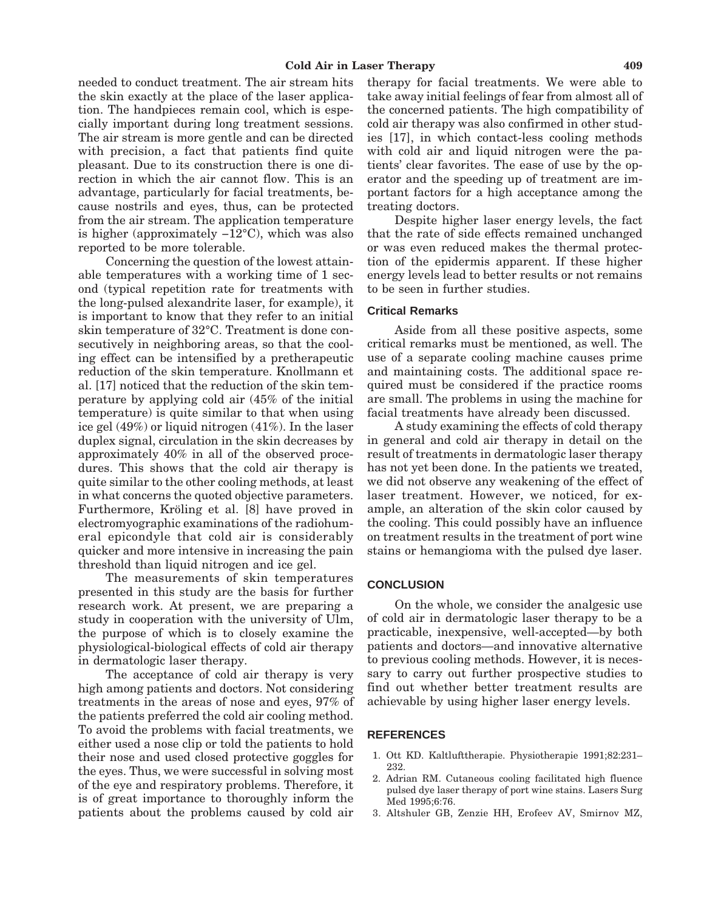needed to conduct treatment. The air stream hits the skin exactly at the place of the laser application. The handpieces remain cool, which is especially important during long treatment sessions. The air stream is more gentle and can be directed with precision, a fact that patients find quite pleasant. Due to its construction there is one direction in which the air cannot flow. This is an advantage, particularly for facial treatments, because nostrils and eyes, thus, can be protected from the air stream. The application temperature is higher (approximately −12°C), which was also reported to be more tolerable.

Concerning the question of the lowest attainable temperatures with a working time of 1 second (typical repetition rate for treatments with the long-pulsed alexandrite laser, for example), it is important to know that they refer to an initial skin temperature of 32°C. Treatment is done consecutively in neighboring areas, so that the cooling effect can be intensified by a pretherapeutic reduction of the skin temperature. Knollmann et al. [17] noticed that the reduction of the skin temperature by applying cold air (45% of the initial temperature) is quite similar to that when using ice gel (49%) or liquid nitrogen (41%). In the laser duplex signal, circulation in the skin decreases by approximately 40% in all of the observed procedures. This shows that the cold air therapy is quite similar to the other cooling methods, at least in what concerns the quoted objective parameters. Furthermore, Kröling et al. [8] have proved in electromyographic examinations of the radiohumeral epicondyle that cold air is considerably quicker and more intensive in increasing the pain threshold than liquid nitrogen and ice gel.

The measurements of skin temperatures presented in this study are the basis for further research work. At present, we are preparing a study in cooperation with the university of Ulm, the purpose of which is to closely examine the physiological-biological effects of cold air therapy in dermatologic laser therapy.

The acceptance of cold air therapy is very high among patients and doctors. Not considering treatments in the areas of nose and eyes, 97% of the patients preferred the cold air cooling method. To avoid the problems with facial treatments, we either used a nose clip or told the patients to hold their nose and used closed protective goggles for the eyes. Thus, we were successful in solving most of the eye and respiratory problems. Therefore, it is of great importance to thoroughly inform the patients about the problems caused by cold air therapy for facial treatments. We were able to take away initial feelings of fear from almost all of the concerned patients. The high compatibility of cold air therapy was also confirmed in other studies [17], in which contact-less cooling methods with cold air and liquid nitrogen were the patients' clear favorites. The ease of use by the operator and the speeding up of treatment are important factors for a high acceptance among the treating doctors.

Despite higher laser energy levels, the fact that the rate of side effects remained unchanged or was even reduced makes the thermal protection of the epidermis apparent. If these higher energy levels lead to better results or not remains to be seen in further studies.

### Critical Remarks

Aside from all these positive aspects, some critical remarks must be mentioned, as well. The use of a separate cooling machine causes prime and maintaining costs. The additional space required must be considered if the practice rooms are small. The problems in using the machine for facial treatments have already been discussed.

A study examining the effects of cold therapy in general and cold air therapy in detail on the result of treatments in dermatologic laser therapy has not yet been done. In the patients we treated, we did not observe any weakening of the effect of laser treatment. However, we noticed, for example, an alteration of the skin color caused by the cooling. This could possibly have an influence on treatment results in the treatment of port wine stains or hemangioma with the pulsed dye laser.

## CONCLUSION

On the whole, we consider the analgesic use of cold air in dermatologic laser therapy to be a practicable, inexpensive, well-accepted—by both patients and doctors—and innovative alternative to previous cooling methods. However, it is necessary to carry out further prospective studies to find out whether better treatment results are achievable by using higher laser energy levels.

## REFERENCES

1. Ott KD. Kaltlufttherapie. Physiotherapie 1991;82:231–232.
2. Adrian RM. Cutaneous cooling facilitated high fluence pulsed dye laser therapy of port wine stains. Lasers Surg Med 1995;6:76.
3. Altshuler GB, Zenzie HH, Erofeev AV, Smirnov MZ,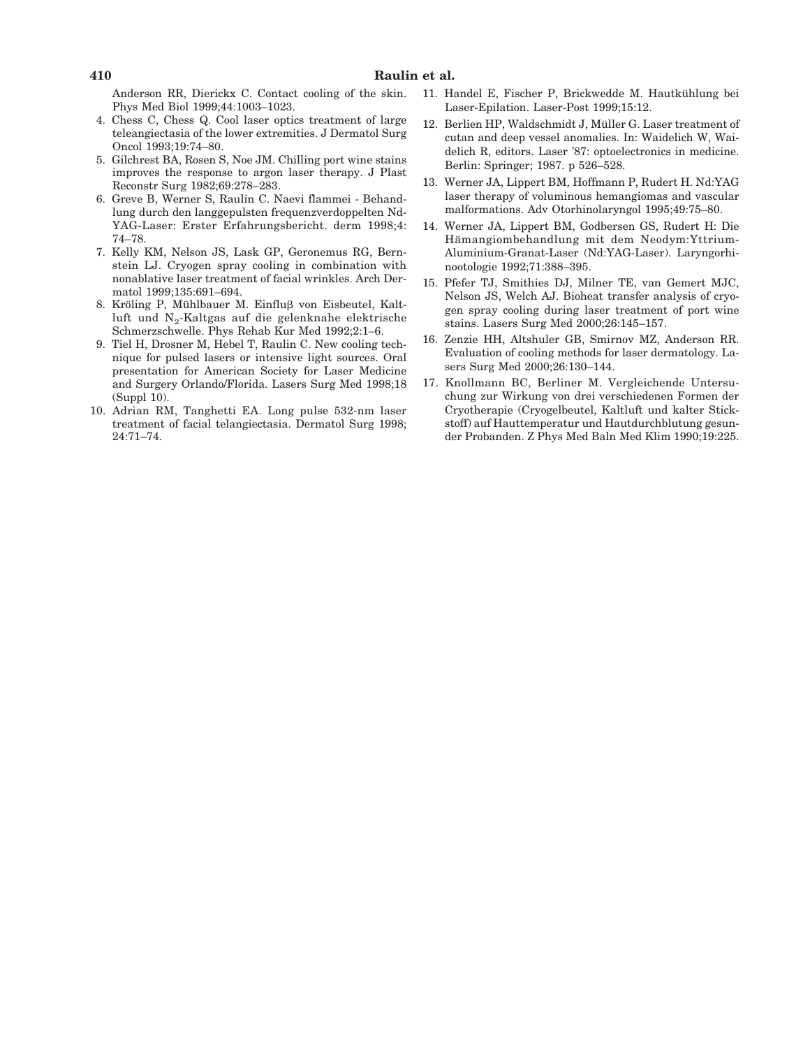Anderson RR, Dierickx C. Contact cooling of the skin. Phys Med Biol 1999;44:1003–1023.

4. Chess C, Chess Q. Cool laser optics treatment of large teleangiectasia of the lower extremities. J Dermatol Surg Oncol 1993;19:74–80.
5. Gilchrest BA, Rosen S, Noe JM. Chilling port wine stains improves the response to argon laser therapy. J Plast Reconstr Surg 1982;69:278–283.
6. Greve B, Werner S, Raulin C. Naevi flammei - Behandlung durch den langgepulsten frequenzverdoppelten Nd-YAG-Laser: Erster Erfahrungsbericht. derm 1998;4: 74–78.
7. Kelly KM, Nelson JS, Lask GP, Geronemus RG, Bernstein LJ. Cryogen spray cooling in combination with nonablative laser treatment of facial wrinkles. Arch Dermatol 1999;135:691–694.
8. Kröling P, Mühlbauer M. Einflu$\beta$ von Eisbeutel, Kaltluft und $N_2$-Kaltgas auf die gelenknahe elektrische Schmerzschwelle. Phys Rehab Kur Med 1992;2:1–6.
9. Tiel H, Drosner M, Hebel T, Raulin C. New cooling technique for pulsed lasers or intensive light sources. Oral presentation for American Society for Laser Medicine and Surgery Orlando/Florida. Lasers Surg Med 1998;18 (Suppl 10).
10. Adrian RM, Tanghetti EA. Long pulse 532-nm laser treatment of facial telangiectasia. Dermatol Surg 1998; 24:71–74.
11. Handel E, Fischer P, Brickwedde M. Hautkühlung bei Laser-Epilation. Laser-Post 1999;15:12.
12. Berlien HP, Waldschmidt J, Müller G. Laser treatment of cutan and deep vessel anomalies. In: Waidelich W, Waidelich R, editors. Laser '87: optoelectronics in medicine. Berlin: Springer; 1987. p 526–528.
13. Werner JA, Lippert BM, Hoffmann P, Rudert H. Nd:YAG laser therapy of voluminous hemangiomas and vascular malformations. Adv Otorhinolaryngol 1995;49:75–80.
14. Werner JA, Lippert BM, Godbersen GS, Rudert H: Die Hämangiombehandlung mit dem Neodym:Yttrium-Aluminium-Granat-Laser (Nd:YAG-Laser). Laryngorhinootologie 1992;71:388–395.
15. Pfefer TJ, Smithies DJ, Milner TE, van Gemert MJC, Nelson JS, Welch AJ. Bioheat transfer analysis of cryogen spray cooling during laser treatment of port wine stains. Lasers Surg Med 2000;26:145–157.
16. Zenzie HH, Altshuler GB, Smirnov MZ, Anderson RR. Evaluation of cooling methods for laser dermatology. Lasers Surg Med 2000;26:130–144.
17. Knollmann BC, Berliner M. Vergleichende Untersuchung zur Wirkung von drei verschiedenen Formen der Cryotherapie (Cryogelbeutel, Kaltluft und kalter Stickstoff) auf Hauttemperatur und Hautdurchblutung gesunder Probanden. Z Phys Med Baln Med Klim 1990;19:225.